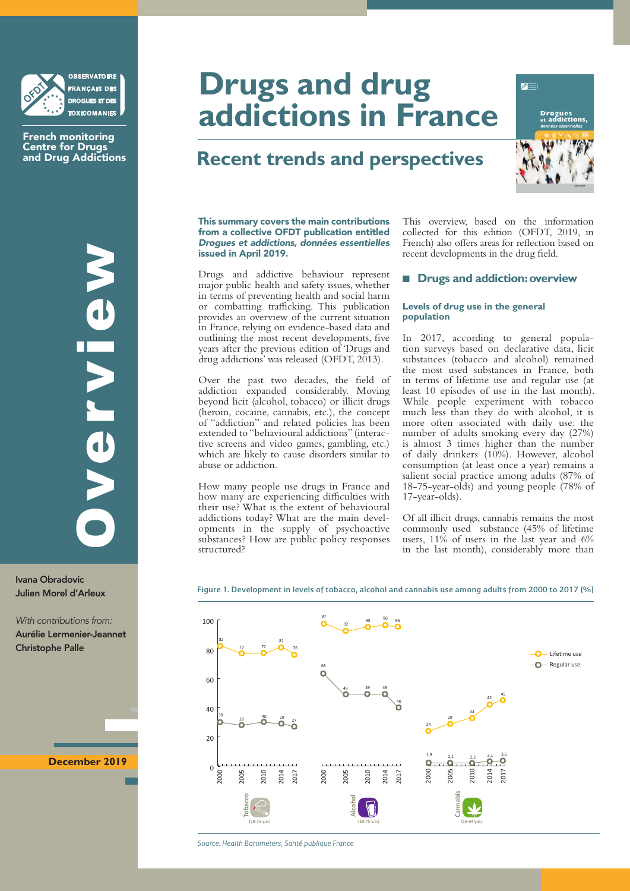OBSERVATOIRE FRANÇAIS DES DROGUES ET DES TOXICOMANIES

French monitoring Centre for Drugs and Drug Addictions

# Overview

**Ivana Obradovic**
**Julien Morel d'Arleux**

*With contributions from:*
**Aurélie Lermenier-Jeannet**
**Christophe Palle**

**December 2019**

# Drugs and drug addictions in France

## Recent trends and perspectives

**This summary covers the main contributions from a collective OFDT publication entitled *Drogues et addictions, données essentielles* issued in April 2019.**

Drugs and addictive behaviour represent major public health and safety issues, whether in terms of preventing health and social harm or combatting trafficking. This publication provides an overview of the current situation in France, relying on evidence-based data and outlining the most recent developments, five years after the previous edition of 'Drugs and drug addictions' was released (OFDT, 2013).

Over the past two decades, the field of addiction expanded considerably. Moving beyond licit (alcohol, tobacco) or illicit drugs (heroin, cocaine, cannabis, etc.), the concept of "addiction" and related policies has been extended to "behavioural addictions" (interactive screens and video games, gambling, etc.) which are likely to cause disorders similar to abuse or addiction.

How many people use drugs in France and how many are experiencing difficulties with their use? What is the extent of behavioural addictions today? What are the main developments in the supply of psychoactive substances? How are public policy responses structured?

This overview, based on the information collected for this edition (OFDT, 2019, in French) also offers areas for reflection based on recent developments in the drug field.

## Drugs and addiction: overview

### Levels of drug use in the general population

In 2017, according to general population surveys based on declarative data, licit substances (tobacco and alcohol) remained the most used substances in France, both in terms of lifetime use and regular use (at least 10 episodes of use in the last month). While people experiment with tobacco much less than they do with alcohol, it is more often associated with daily use: the number of adults smoking every day (27%) is almost 3 times higher than the number of daily drinkers (10%). However, alcohol consumption (at least once a year) remains a salient social practice among adults (87% of 18-75-year-olds) and young people (78% of 17-year-olds).

Of all illicit drugs, cannabis remains the most commonly used substance (45% of lifetime users, 11% of users in the last year and 6% in the last month), considerably more than

Figure 1. Development in levels of tobacco, alcohol and cannabis use among adults from 2000 to 2017 (%)

| Substance | Indicator | 2000 | 2005 | 2010 | 2014 | 2017 |
|---|---|---|---|---|---|---|
| Tobacco (18-75 y.o.) | Lifetime use | 82 | 77 | 77 | 81 | 76 |
| Tobacco (18-75 y.o.) | Regular use | 30 | 28 | 30 | 29 | 27 |
| Alcohol (18-75 y.o.) | Lifetime use | 97 | 92 | 95 | 96 | 95 |
| Alcohol (18-75 y.o.) | Regular use | 63 | 49 | 49 | 49 | 40 |
| Cannabis (18-64 y.o.) | Lifetime use | 24 | 29 | 33 | 42 | 45 |
| Cannabis (18-64 y.o.) | Regular use | 1,9 | 2,1 | 2,2 | 3,1 | 3,6 |

*Source: Health Barometers, Santé publique France*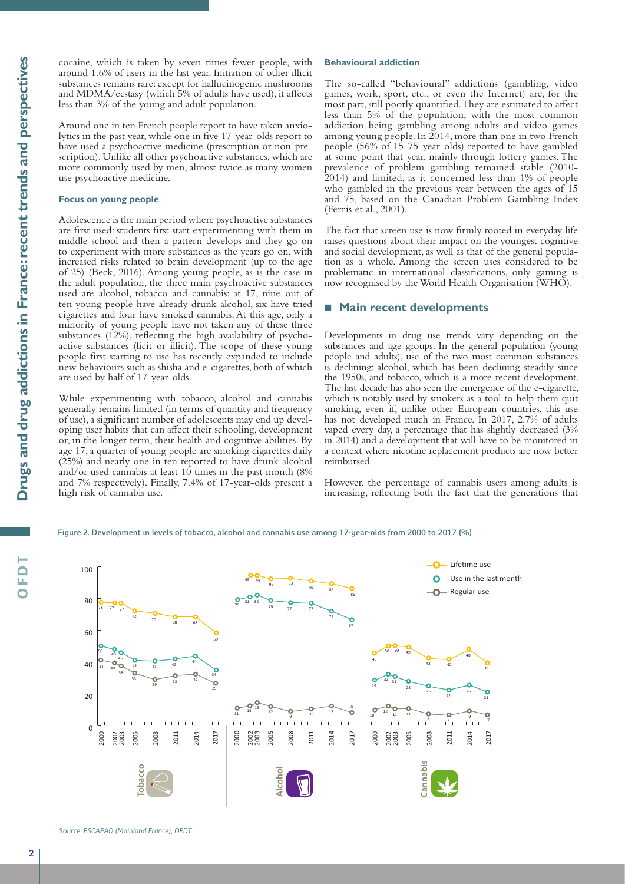cocaine, which is taken by seven times fewer people, with around 1.6% of users in the last year. Initiation of other illicit substances remains rare: except for hallucinogenic mushrooms and MDMA/ecstasy (which 5% of adults have used), it affects less than 3% of the young and adult population.

Around one in ten French people report to have taken anxiolytics in the past year, while one in five 17-year-olds report to have used a psychoactive medicine (prescription or non-prescription). Unlike all other psychoactive substances, which are more commonly used by men, almost twice as many women use psychoactive medicine.

#### Focus on young people

Adolescence is the main period where psychoactive substances are first used: students first start experimenting with them in middle school and then a pattern develops and they go on to experiment with more substances as the years go on, with increased risks related to brain development (up to the age of 25) (Beck, 2016). Among young people, as is the case in the adult population, the three main psychoactive substances used are alcohol, tobacco and cannabis: at 17, nine out of ten young people have already drunk alcohol, six have tried cigarettes and four have smoked cannabis. At this age, only a minority of young people have not taken any of these three substances (12%), reflecting the high availability of psychoactive substances (licit or illicit). The scope of these young people first starting to use has recently expanded to include new behaviours such as shisha and e-cigarettes, both of which are used by half of 17-year-olds.

While experimenting with tobacco, alcohol and cannabis generally remains limited (in terms of quantity and frequency of use), a significant number of adolescents may end up developing user habits that can affect their schooling, development or, in the longer term, their health and cognitive abilities. By age 17, a quarter of young people are smoking cigarettes daily (25%) and nearly one in ten reported to have drunk alcohol and/or used cannabis at least 10 times in the past month (8% and 7% respectively). Finally, 7.4% of 17-year-olds present a high risk of cannabis use.

#### Behavioural addiction

The so-called "behavioural" addictions (gambling, video games, work, sport, etc., or even the Internet) are, for the most part, still poorly quantified. They are estimated to affect less than 5% of the population, with the most common addiction being gambling among adults and video games among young people. In 2014, more than one in two French people (56% of 15-75-year-olds) reported to have gambled at some point that year, mainly through lottery games. The prevalence of problem gambling remained stable (2010-2014) and limited, as it concerned less than 1% of people who gambled in the previous year between the ages of 15 and 75, based on the Canadian Problem Gambling Index (Ferris et al., 2001).

The fact that screen use is now firmly rooted in everyday life raises questions about their impact on the youngest cognitive and social development, as well as that of the general population as a whole. Among the screen uses considered to be problematic in international classifications, only gaming is now recognised by the World Health Organisation (WHO).

## Main recent developments

Developments in drug use trends vary depending on the substances and age groups. In the general population (young people and adults), use of the two most common substances is declining: alcohol, which has been declining steadily since the 1950s, and tobacco, which is a more recent development. The last decade has also seen the emergence of the e-cigarette, which is notably used by smokers as a tool to help them quit smoking, even if, unlike other European countries, this use has not developed much in France. In 2017, 2.7% of adults vaped every day, a percentage that has slightly decreased (3% in 2014) and a development that will have to be monitored in a context where nicotine replacement products are now better reimbursed.

However, the percentage of cannabis users among adults is increasing, reflecting both the fact that the generations that

Figure 2. Development in levels of tobacco, alcohol and cannabis use among 17-year-olds from 2000 to 2017 (%)

| Substance | Indicator | 2000 | 2002 | 2003 | 2005 | 2008 | 2011 | 2014 | 2017 |
|---|---|---|---|---|---|---|---|---|---|
| Tobacco | Lifetime use | 78 | 77 | 77 | 72 | 70 | 68 | 68 | 59 |
| Tobacco | Use in the last month | 50 | 48 | 46 | 41 | 41 | 42 | 44 | 34 |
| Tobacco | Regular use | 41 | 40 | 38 | 33 | 29 | 32 | 32 | 25 |
| Alcohol | Lifetime use | | 95 | 95 | 92 | 93 | 91 | 89 | 86 |
| Alcohol | Use in the last month | 79 | 81 | 82 | 79 | 77 | 77 | 72 | 67 |
| Alcohol | Regular use | 11 | 13 | 15 | 12 | 9 | 11 | 12 | 8 |
| Cannabis | Lifetime use | 46 | 50 | 50 | 49 | 42 | 42 | 48 | 39 |
| Cannabis | Use in the last month | 29 | 32 | 31 | 28 | 25 | 22 | 26 | 21 |
| Cannabis | Regular use | 10 | 12 | 11 | 11 | 7 | 7 | 9 | 7 |

*Source: ESCAPAD (Mainland France), OFDT*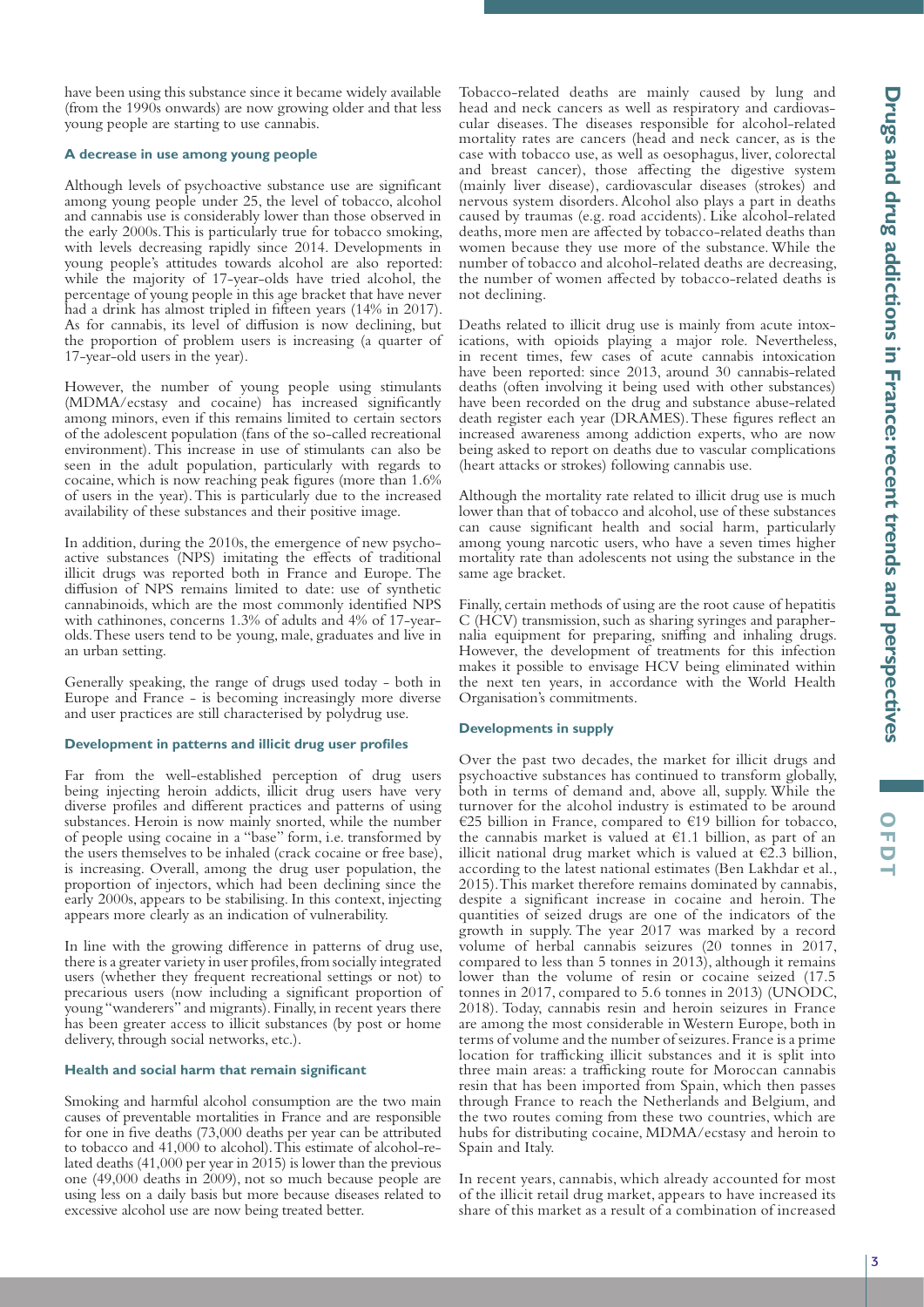have been using this substance since it became widely available (from the 1990s onwards) are now growing older and that less young people are starting to use cannabis.

### A decrease in use among young people

Although levels of psychoactive substance use are significant among young people under 25, the level of tobacco, alcohol and cannabis use is considerably lower than those observed in the early 2000s. This is particularly true for tobacco smoking, with levels decreasing rapidly since 2014. Developments in young people's attitudes towards alcohol are also reported: while the majority of 17-year-olds have tried alcohol, the percentage of young people in this age bracket that have never had a drink has almost tripled in fifteen years (14% in 2017). As for cannabis, its level of diffusion is now declining, but the proportion of problem users is increasing (a quarter of 17-year-old users in the year).

However, the number of young people using stimulants (MDMA/ecstasy and cocaine) has increased significantly among minors, even if this remains limited to certain sectors of the adolescent population (fans of the so-called recreational environment). This increase in use of stimulants can also be seen in the adult population, particularly with regards to cocaine, which is now reaching peak figures (more than 1.6% of users in the year). This is particularly due to the increased availability of these substances and their positive image.

In addition, during the 2010s, the emergence of new psychoactive substances (NPS) imitating the effects of traditional illicit drugs was reported both in France and Europe. The diffusion of NPS remains limited to date: use of synthetic cannabinoids, which are the most commonly identified NPS with cathinones, concerns 1.3% of adults and 4% of 17-year-olds. These users tend to be young, male, graduates and live in an urban setting.

Generally speaking, the range of drugs used today - both in Europe and France - is becoming increasingly more diverse and user practices are still characterised by polydrug use.

### Development in patterns and illicit drug user profiles

Far from the well-established perception of drug users being injecting heroin addicts, illicit drug users have very diverse profiles and different practices and patterns of using substances. Heroin is now mainly snorted, while the number of people using cocaine in a "base" form, i.e. transformed by the users themselves to be inhaled (crack cocaine or free base), is increasing. Overall, among the drug user population, the proportion of injectors, which had been declining since the early 2000s, appears to be stabilising. In this context, injecting appears more clearly as an indication of vulnerability.

In line with the growing difference in patterns of drug use, there is a greater variety in user profiles, from socially integrated users (whether they frequent recreational settings or not) to precarious users (now including a significant proportion of young "wanderers" and migrants). Finally, in recent years there has been greater access to illicit substances (by post or home delivery, through social networks, etc.).

### Health and social harm that remain significant

Smoking and harmful alcohol consumption are the two main causes of preventable mortalities in France and are responsible for one in five deaths (73,000 deaths per year can be attributed to tobacco and 41,000 to alcohol). This estimate of alcohol-related deaths (41,000 per year in 2015) is lower than the previous one (49,000 deaths in 2009), not so much because people are using less on a daily basis but more because diseases related to excessive alcohol use are now being treated better.

Tobacco-related deaths are mainly caused by lung and head and neck cancers as well as respiratory and cardiovascular diseases. The diseases responsible for alcohol-related mortality rates are cancers (head and neck cancer, as is the case with tobacco use, as well as oesophagus, liver, colorectal and breast cancer), those affecting the digestive system (mainly liver disease), cardiovascular diseases (strokes) and nervous system disorders. Alcohol also plays a part in deaths caused by traumas (e.g. road accidents). Like alcohol-related deaths, more men are affected by tobacco-related deaths than women because they use more of the substance. While the number of tobacco and alcohol-related deaths are decreasing, the number of women affected by tobacco-related deaths is not declining.

Deaths related to illicit drug use is mainly from acute intoxications, with opioids playing a major role. Nevertheless, in recent times, few cases of acute cannabis intoxication have been reported: since 2013, around 30 cannabis-related deaths (often involving it being used with other substances) have been recorded on the drug and substance abuse-related death register each year (DRAMES). These figures reflect an increased awareness among addiction experts, who are now being asked to report on deaths due to vascular complications (heart attacks or strokes) following cannabis use.

Although the mortality rate related to illicit drug use is much lower than that of tobacco and alcohol, use of these substances can cause significant health and social harm, particularly among young narcotic users, who have a seven times higher mortality rate than adolescents not using the substance in the same age bracket.

Finally, certain methods of using are the root cause of hepatitis C (HCV) transmission, such as sharing syringes and paraphernalia equipment for preparing, sniffing and inhaling drugs. However, the development of treatments for this infection makes it possible to envisage HCV being eliminated within the next ten years, in accordance with the World Health Organisation's commitments.

### Developments in supply

Over the past two decades, the market for illicit drugs and psychoactive substances has continued to transform globally, both in terms of demand and, above all, supply. While the turnover for the alcohol industry is estimated to be around €25 billion in France, compared to €19 billion for tobacco, the cannabis market is valued at €1.1 billion, as part of an illicit national drug market which is valued at €2.3 billion, according to the latest national estimates (Ben Lakhdar et al., 2015). This market therefore remains dominated by cannabis, despite a significant increase in cocaine and heroin. The quantities of seized drugs are one of the indicators of the growth in supply. The year 2017 was marked by a record volume of herbal cannabis seizures (20 tonnes in 2017, compared to less than 5 tonnes in 2013), although it remains lower than the volume of resin or cocaine seized (17.5 tonnes in 2017, compared to 5.6 tonnes in 2013) (UNODC, 2018). Today, cannabis resin and heroin seizures in France are among the most considerable in Western Europe, both in terms of volume and the number of seizures. France is a prime location for trafficking illicit substances and it is split into three main areas: a trafficking route for Moroccan cannabis resin that has been imported from Spain, which then passes through France to reach the Netherlands and Belgium, and the two routes coming from these two countries, which are hubs for distributing cocaine, MDMA/ecstasy and heroin to Spain and Italy.

In recent years, cannabis, which already accounted for most of the illicit retail drug market, appears to have increased its share of this market as a result of a combination of increased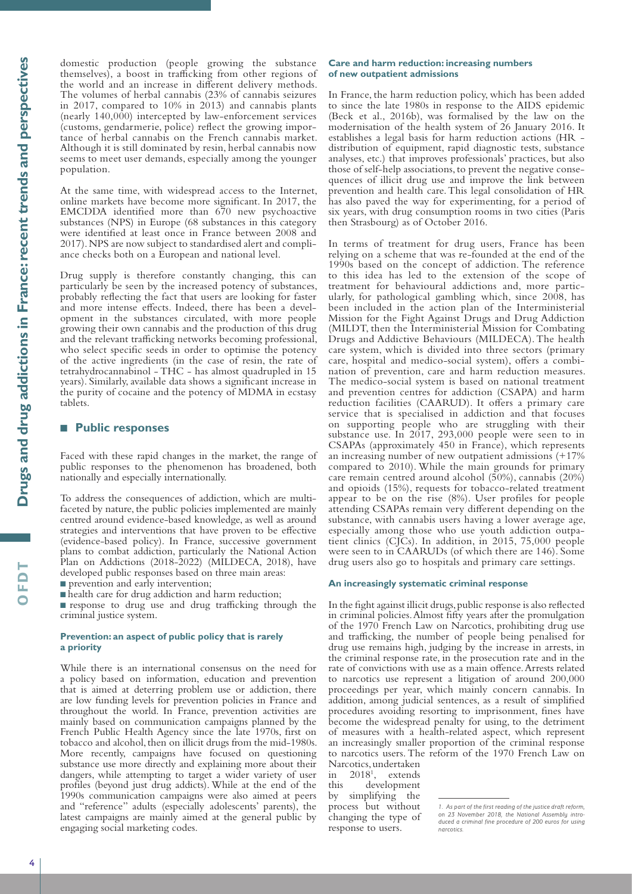domestic production (people growing the substance themselves), a boost in trafficking from other regions of the world and an increase in different delivery methods. The volumes of herbal cannabis (23% of cannabis seizures in 2017, compared to 10% in 2013) and cannabis plants (nearly 140,000) intercepted by law-enforcement services (customs, gendarmerie, police) reflect the growing importance of herbal cannabis on the French cannabis market. Although it is still dominated by resin, herbal cannabis now seems to meet user demands, especially among the younger population.

At the same time, with widespread access to the Internet, online markets have become more significant. In 2017, the EMCDDA identified more than 670 new psychoactive substances (NPS) in Europe (68 substances in this category were identified at least once in France between 2008 and 2017). NPS are now subject to standardised alert and compliance checks both on a European and national level.

Drug supply is therefore constantly changing, this can particularly be seen by the increased potency of substances, probably reflecting the fact that users are looking for faster and more intense effects. Indeed, there has been a development in the substances circulated, with more people growing their own cannabis and the production of this drug and the relevant trafficking networks becoming professional, who select specific seeds in order to optimise the potency of the active ingredients (in the case of resin, the rate of tetrahydrocannabinol - THC - has almost quadrupled in 15 years). Similarly, available data shows a significant increase in the purity of cocaine and the potency of MDMA in ecstasy tablets.

## Public responses

Faced with these rapid changes in the market, the range of public responses to the phenomenon has broadened, both nationally and especially internationally.

To address the consequences of addiction, which are multifaceted by nature, the public policies implemented are mainly centred around evidence-based knowledge, as well as around strategies and interventions that have proven to be effective (evidence-based policy). In France, successive government plans to combat addiction, particularly the National Action Plan on Addictions (2018-2022) (MILDECA, 2018), have developed public responses based on three main areas:

- prevention and early intervention;
- health care for drug addiction and harm reduction;
- response to drug use and drug trafficking through the criminal justice system.

### Prevention: an aspect of public policy that is rarely a priority

While there is an international consensus on the need for a policy based on information, education and prevention that is aimed at deterring problem use or addiction, there are low funding levels for prevention policies in France and throughout the world. In France, prevention activities are mainly based on communication campaigns planned by the French Public Health Agency since the late 1970s, first on tobacco and alcohol, then on illicit drugs from the mid-1980s. More recently, campaigns have focused on questioning substance use more directly and explaining more about their dangers, while attempting to target a wider variety of user profiles (beyond just drug addicts). While at the end of the 1990s communication campaigns were also aimed at peers and "reference" adults (especially adolescents' parents), the latest campaigns are mainly aimed at the general public by engaging social marketing codes.

### Care and harm reduction: increasing numbers of new outpatient admissions

In France, the harm reduction policy, which has been added to since the late 1980s in response to the AIDS epidemic (Beck et al., 2016b), was formalised by the law on the modernisation of the health system of 26 January 2016. It establishes a legal basis for harm reduction actions (HR - distribution of equipment, rapid diagnostic tests, substance analyses, etc.) that improves professionals' practices, but also those of self-help associations, to prevent the negative consequences of illicit drug use and improve the link between prevention and health care. This legal consolidation of HR has also paved the way for experimenting, for a period of six years, with drug consumption rooms in two cities (Paris then Strasbourg) as of October 2016.

In terms of treatment for drug users, France has been relying on a scheme that was re-founded at the end of the 1990s based on the concept of addiction. The reference to this idea has led to the extension of the scope of treatment for behavioural addictions and, more particularly, for pathological gambling which, since 2008, has been included in the action plan of the Interministerial Mission for the Fight Against Drugs and Drug Addiction (MILDT, then the Interministerial Mission for Combating Drugs and Addictive Behaviours (MILDECA). The health care system, which is divided into three sectors (primary care, hospital and medico-social system), offers a combination of prevention, care and harm reduction measures. The medico-social system is based on national treatment and prevention centres for addiction (CSAPA) and harm reduction facilities (CAARUD). It offers a primary care service that is specialised in addiction and that focuses on supporting people who are struggling with their substance use. In 2017, 293,000 people were seen to in CSAPAs (approximately 450 in France), which represents an increasing number of new outpatient admissions (+17% compared to 2010). While the main grounds for primary care remain centred around alcohol (50%), cannabis (20%) and opioids (15%), requests for tobacco-related treatment appear to be on the rise (8%). User profiles for people attending CSAPAs remain very different depending on the substance, with cannabis users having a lower average age, especially among those who use youth addiction outpatient clinics (CJCs). In addition, in 2015, 75,000 people were seen to in CAARUDs (of which there are 146). Some drug users also go to hospitals and primary care settings.

### An increasingly systematic criminal response

In the fight against illicit drugs, public response is also reflected in criminal policies. Almost fifty years after the promulgation of the 1970 French Law on Narcotics, prohibiting drug use and trafficking, the number of people being penalised for drug use remains high, judging by the increase in arrests, in the criminal response rate, in the prosecution rate and in the rate of convictions with use as a main offence. Arrests related to narcotics use represent a litigation of around 200,000 proceedings per year, which mainly concern cannabis. In addition, among judicial sentences, as a result of simplified procedures avoiding resorting to imprisonment, fines have become the widespread penalty for using, to the detriment of measures with a health-related aspect, which represent an increasingly smaller proportion of the criminal response to narcotics users. The reform of the 1970 French Law on Narcotics, undertaken in 2018[1], extends this development by simplifying the process but without changing the type of response to users.

*1. As part of the first reading of the justice draft reform, on 23 November 2018, the National Assembly introduced a criminal fine procedure of 200 euros for using narcotics.*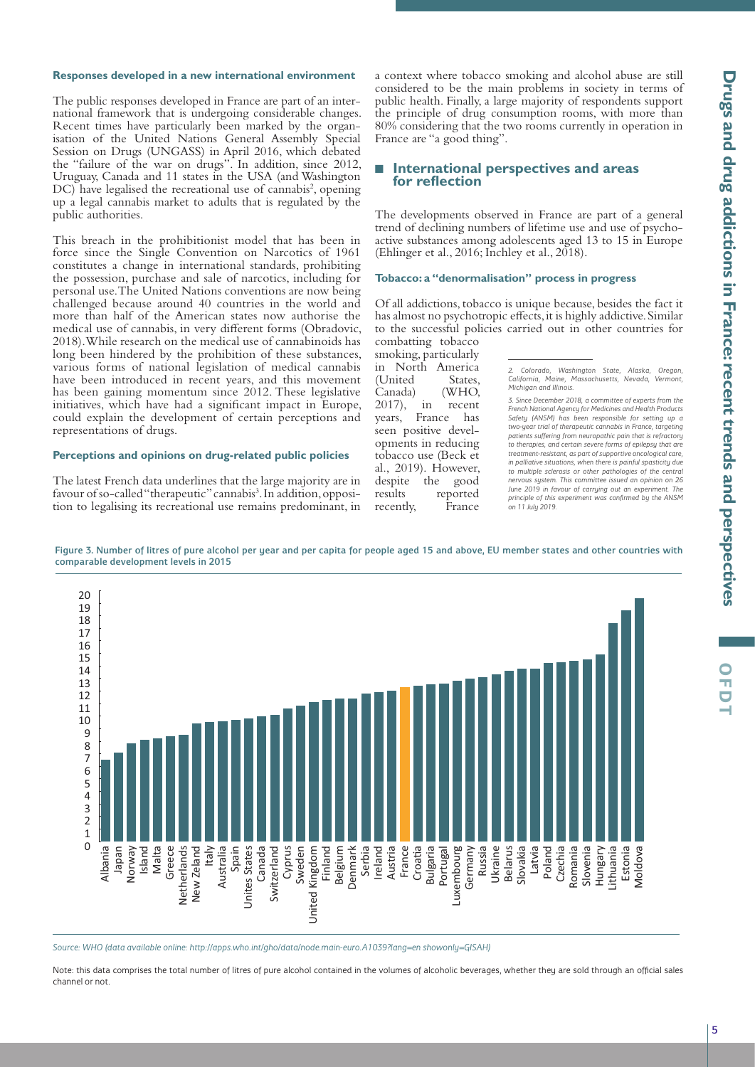#### Responses developed in a new international environment

The public responses developed in France are part of an international framework that is undergoing considerable changes. Recent times have particularly been marked by the organisation of the United Nations General Assembly Special Session on Drugs (UNGASS) in April 2016, which debated the "failure of the war on drugs". In addition, since 2012, Uruguay, Canada and 11 states in the USA (and Washington DC) have legalised the recreational use of cannabis[2], opening up a legal cannabis market to adults that is regulated by the public authorities.

This breach in the prohibitionist model that has been in force since the Single Convention on Narcotics of 1961 constitutes a change in international standards, prohibiting the possession, purchase and sale of narcotics, including for personal use. The United Nations conventions are now being challenged because around 40 countries in the world and more than half of the American states now authorise the medical use of cannabis, in very different forms (Obradovic, 2018). While research on the medical use of cannabinoids has long been hindered by the prohibition of these substances, various forms of national legislation of medical cannabis have been introduced in recent years, and this movement has been gaining momentum since 2012. These legislative initiatives, which have had a significant impact in Europe, could explain the development of certain perceptions and representations of drugs.

#### Perceptions and opinions on drug-related public policies

The latest French data underlines that the large majority are in favour of so-called "therapeutic" cannabis[3]. In addition, opposition to legalising its recreational use remains predominant, in a context where tobacco smoking and alcohol abuse are still considered to be the main problems in society in terms of public health. Finally, a large majority of respondents support the principle of drug consumption rooms, with more than 80% considering that the two rooms currently in operation in France are "a good thing".

## International perspectives and areas for reflection

The developments observed in France are part of a general trend of declining numbers of lifetime use and use of psychoactive substances among adolescents aged 13 to 15 in Europe (Ehlinger et al., 2016; Inchley et al., 2018).

#### Tobacco: a "denormalisation" process in progress

Of all addictions, tobacco is unique because, besides the fact it has almost no psychotropic effects, it is highly addictive. Similar to the successful policies carried out in other countries for combatting tobacco smoking, particularly in North America (United States, Canada) (WHO, 2017), in recent years, France has seen positive developments in reducing tobacco use (Beck et al., 2019). However, despite the good results reported recently, France

*2. Colorado, Washington State, Alaska, Oregon, California, Maine, Massachusetts, Nevada, Vermont, Michigan and Illinois.*

*3. Since December 2018, a committee of experts from the French National Agency for Medicines and Health Products Safety (ANSM) has been responsible for setting up a two-year trial of therapeutic cannabis in France, targeting patients suffering from neuropathic pain that is refractory to therapies, and certain severe forms of epilepsy that are treatment-resistant, as part of supportive oncological care, in palliative situations, when there is painful spasticity due to multiple sclerosis or other pathologies of the central nervous system. This committee issued an opinion on 26 June 2019 in favour of carrying out an experiment. The principle of this experiment was confirmed by the ANSM on 11 July 2019.*

Figure 3. Number of litres of pure alcohol per year and per capita for people aged 15 and above, EU member states and other countries with comparable development levels in 2015

Source: WHO (data available online: http://apps.who.int/gho/data/node.main-euro.A1039?lang=en showonly=GISAH)

Note: this data comprises the total number of litres of pure alcohol contained in the volumes of alcoholic beverages, whether they are sold through an official sales channel or not.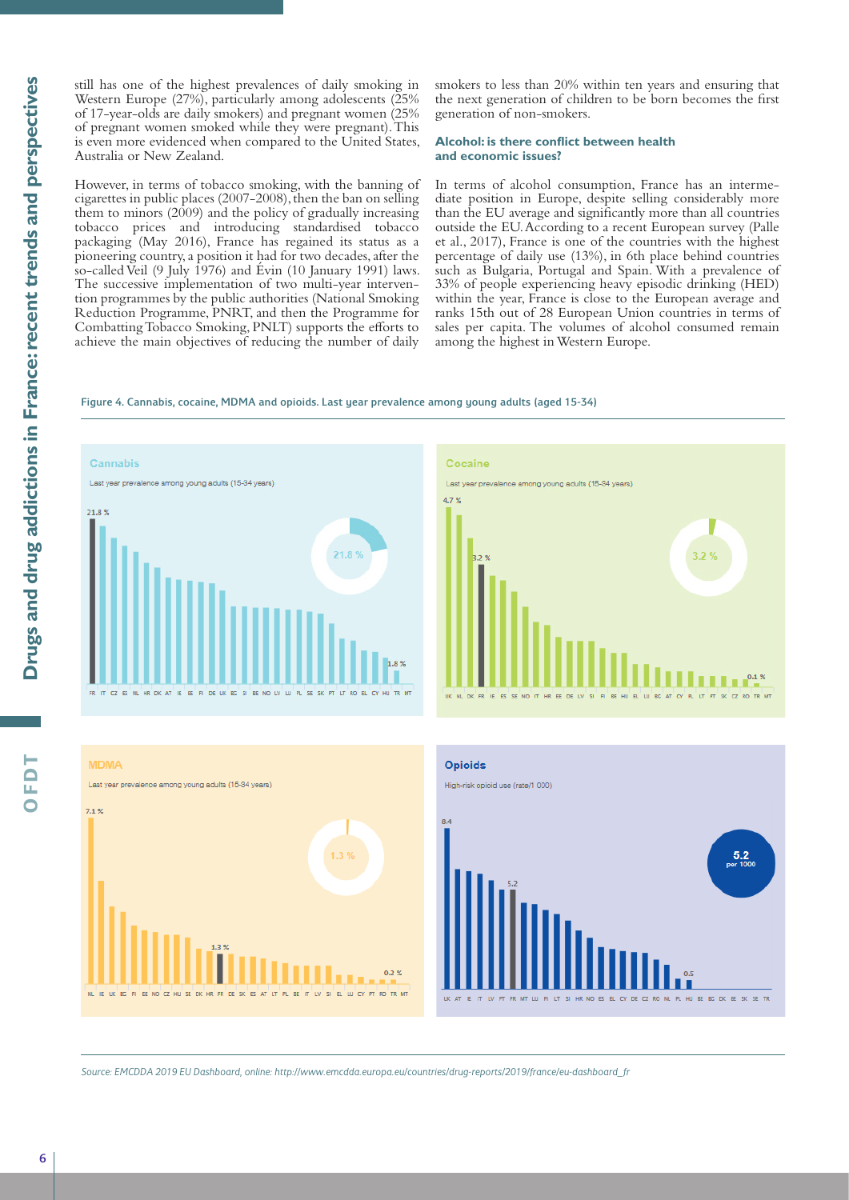still has one of the highest prevalences of daily smoking in Western Europe (27%), particularly among adolescents (25% of 17-year-olds are daily smokers) and pregnant women (25% of pregnant women smoked while they were pregnant). This is even more evidenced when compared to the United States, Australia or New Zealand.

However, in terms of tobacco smoking, with the banning of cigarettes in public places (2007-2008), then the ban on selling them to minors (2009) and the policy of gradually increasing tobacco prices and introducing standardised tobacco packaging (May 2016), France has regained its status as a pioneering country, a position it had for two decades, after the so-called Veil (9 July 1976) and Évin (10 January 1991) laws. The successive implementation of two multi-year intervention programmes by the public authorities (National Smoking Reduction Programme, PNRT, and then the Programme for Combatting Tobacco Smoking, PNLT) supports the efforts to achieve the main objectives of reducing the number of daily smokers to less than 20% within ten years and ensuring that the next generation of children to be born becomes the first generation of non-smokers.

### Alcohol: is there conflict between health and economic issues?

In terms of alcohol consumption, France has an intermediate position in Europe, despite selling considerably more than the EU average and significantly more than all countries outside the EU. According to a recent European survey (Palle et al., 2017), France is one of the countries with the highest percentage of daily use (13%), in 6th place behind countries such as Bulgaria, Portugal and Spain. With a prevalence of 33% of people experiencing heavy episodic drinking (HED) within the year, France is close to the European average and ranks 15th out of 28 European Union countries in terms of sales per capita. The volumes of alcohol consumed remain among the highest in Western Europe.

**Figure 4. Cannabis, cocaine, MDMA and opioids. Last year prevalence among young adults (aged 15-34)**

**Cannabis** — Last year prevalence among young adults (15-34 years): 21.8 % (FR highest, 21.8 %; lowest 1.8 %)

FR IT CZ ES NL HR DK AT IE EE FI DE UK BG SI BE NO LV LU PL SE SK PT LT RO EL CY HU TR MT

**Cocaine** — Last year prevalence among young adults (15-34 years): 3.2 % (highest 4.7 %; FR 3.2 %; lowest 0.1 %)

UK NL DK FR IE ES SE NO IT HR EE DE LV SI FI BE HU EL LU BG AT CY PL LT PT SK CZ RO TR MT

**MDMA** — Last year prevalence among young adults (15-34 years): 1.3 % (highest 7.1 %; FR 1.3 %; lowest 0.2 %)

NL IE UK BG FI EE NO CZ HU SE DK HR FR DE SK ES AT LT PL BE IT LV SI EL LU CY PT RO TR MT

**Opioids** — High-risk opioid use (rate/1 000): 5.2 per 1000 (highest 8.4; FR 5.2; lowest 0.5)

UK AT IE IT LV PT FR MT LU FI LT SI HR NO ES EL CY DE CZ RO NL PL HU BE BG DK EE SK SE TR

*Source: EMCDDA 2019 EU Dashboard, online: http://www.emcdda.europa.eu/countries/drug-reports/2019/france/eu-dashboard_fr*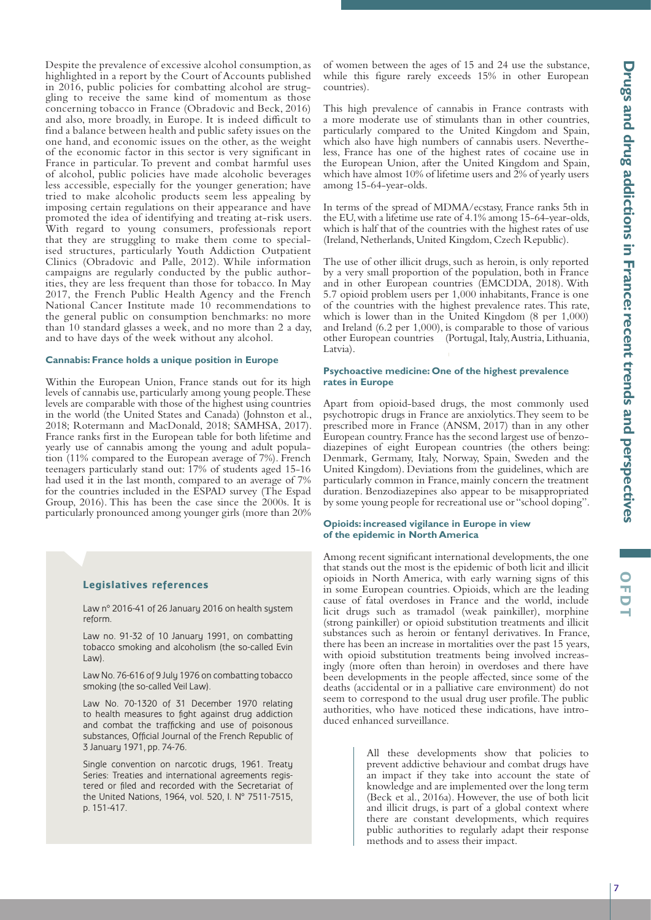Despite the prevalence of excessive alcohol consumption, as highlighted in a report by the Court of Accounts published in 2016, public policies for combatting alcohol are struggling to receive the same kind of momentum as those concerning tobacco in France (Obradovic and Beck, 2016) and also, more broadly, in Europe. It is indeed difficult to find a balance between health and public safety issues on the one hand, and economic issues on the other, as the weight of the economic factor in this sector is very significant in France in particular. To prevent and combat harmful uses of alcohol, public policies have made alcoholic beverages less accessible, especially for the younger generation; have tried to make alcoholic products seem less appealing by imposing certain regulations on their appearance and have promoted the idea of identifying and treating at-risk users. With regard to young consumers, professionals report that they are struggling to make them come to specialised structures, particularly Youth Addiction Outpatient Clinics (Obradovic and Palle, 2012). While information campaigns are regularly conducted by the public authorities, they are less frequent than those for tobacco. In May 2017, the French Public Health Agency and the French National Cancer Institute made 10 recommendations to the general public on consumption benchmarks: no more than 10 standard glasses a week, and no more than 2 a day, and to have days of the week without any alcohol.

### Cannabis: France holds a unique position in Europe

Within the European Union, France stands out for its high levels of cannabis use, particularly among young people. These levels are comparable with those of the highest using countries in the world (the United States and Canada) (Johnston et al., 2018; Rotermann and MacDonald, 2018; SAMHSA, 2017). France ranks first in the European table for both lifetime and yearly use of cannabis among the young and adult population (11% compared to the European average of 7%). French teenagers particularly stand out: 17% of students aged 15-16 had used it in the last month, compared to an average of 7% for the countries included in the ESPAD survey (The Espad Group, 2016). This has been the case since the 2000s. It is particularly pronounced among younger girls (more than 20% of women between the ages of 15 and 24 use the substance, while this figure rarely exceeds 15% in other European countries).

This high prevalence of cannabis in France contrasts with a more moderate use of stimulants than in other countries, particularly compared to the United Kingdom and Spain, which also have high numbers of cannabis users. Nevertheless, France has one of the highest rates of cocaine use in the European Union, after the United Kingdom and Spain, which have almost 10% of lifetime users and 2% of yearly users among 15-64-year-olds.

In terms of the spread of MDMA/ecstasy, France ranks 5th in the EU, with a lifetime use rate of 4.1% among 15-64-year-olds, which is half that of the countries with the highest rates of use (Ireland, Netherlands, United Kingdom, Czech Republic).

The use of other illicit drugs, such as heroin, is only reported by a very small proportion of the population, both in France and in other European countries (EMCDDA, 2018). With 5.7 opioid problem users per 1,000 inhabitants, France is one of the countries with the highest prevalence rates. This rate, which is lower than in the United Kingdom (8 per 1,000) and Ireland (6.2 per 1,000), is comparable to those of various other European countries (Portugal, Italy, Austria, Lithuania, Latvia).

### Psychoactive medicine: One of the highest prevalence rates in Europe

Apart from opioid-based drugs, the most commonly used psychotropic drugs in France are anxiolytics. They seem to be prescribed more in France (ANSM, 2017) than in any other European country. France has the second largest use of benzodiazepines of eight European countries (the others being: Denmark, Germany, Italy, Norway, Spain, Sweden and the United Kingdom). Deviations from the guidelines, which are particularly common in France, mainly concern the treatment duration. Benzodiazepines also appear to be misappropriated by some young people for recreational use or "school doping".

### Opioids: increased vigilance in Europe in view of the epidemic in North America

Among recent significant international developments, the one that stands out the most is the epidemic of both licit and illicit opioids in North America, with early warning signs of this in some European countries. Opioids, which are the leading cause of fatal overdoses in France and the world, include licit drugs such as tramadol (weak painkiller), morphine (strong painkiller) or opioid substitution treatments and illicit substances such as heroin or fentanyl derivatives. In France, there has been an increase in mortalities over the past 15 years, with opioid substitution treatments being involved increasingly (more often than heroin) in overdoses and there have been developments in the people affected, since some of the deaths (accidental or in a palliative care environment) do not seem to correspond to the usual drug user profile. The public authorities, who have noticed these indications, have introduced enhanced surveillance.

> All these developments show that policies to prevent addictive behaviour and combat drugs have an impact if they take into account the state of knowledge and are implemented over the long term (Beck et al., 2016a). However, the use of both licit and illicit drugs, is part of a global context where there are constant developments, which requires public authorities to regularly adapt their response methods and to assess their impact.

### Legislatives references

Law n° 2016-41 of 26 January 2016 on health system reform.

Law no. 91-32 of 10 January 1991, on combatting tobacco smoking and alcoholism (the so-called Evin Law).

Law No. 76-616 of 9 July 1976 on combatting tobacco smoking (the so-called Veil Law).

Law No. 70-1320 of 31 December 1970 relating to health measures to fight against drug addiction and combat the trafficking and use of poisonous substances, Official Journal of the French Republic of 3 January 1971, pp. 74-76.

Single convention on narcotic drugs, 1961. Treaty Series: Treaties and international agreements registered or filed and recorded with the Secretariat of the United Nations, 1964, vol. 520, I. N° 7511-7515, p. 151-417.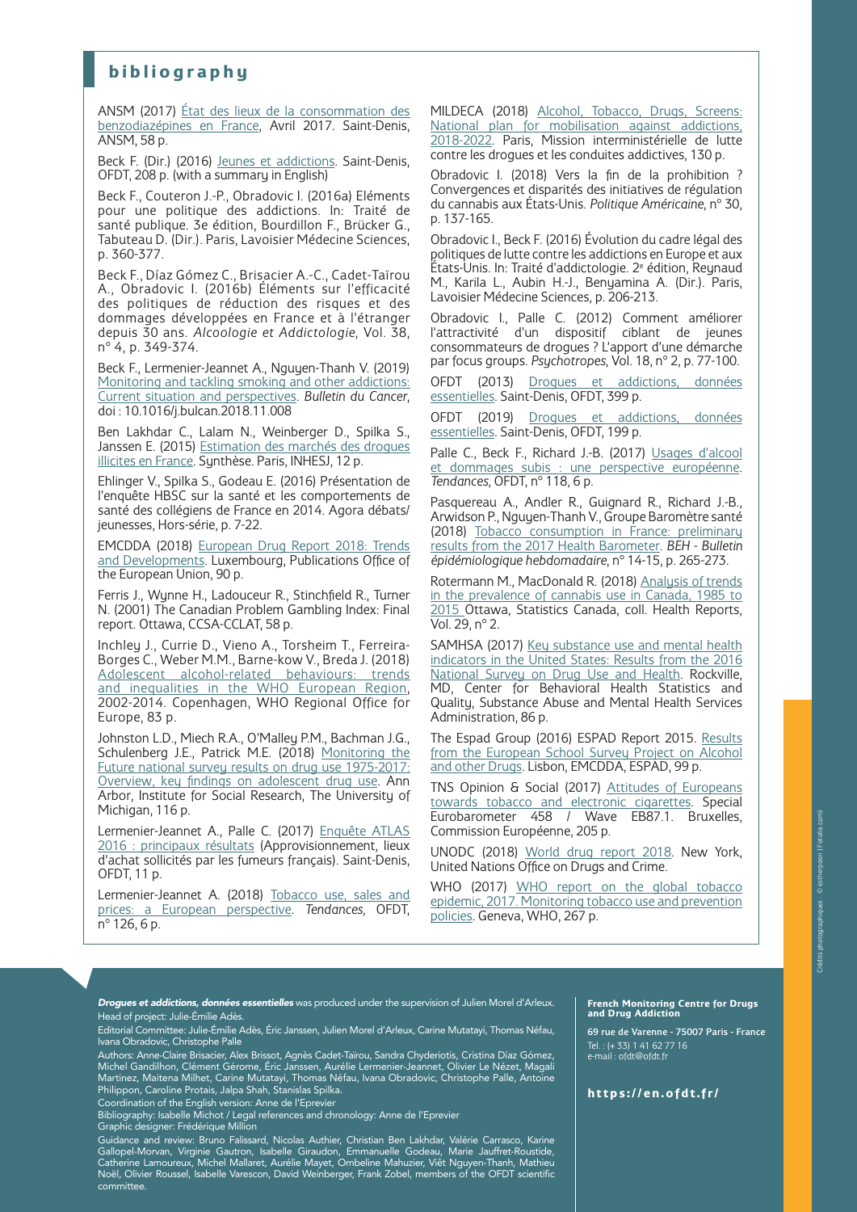## bibliography

ANSM (2017) État des lieux de la consommation des benzodiazépines en France, Avril 2017. Saint-Denis, ANSM, 58 p.

Beck F. (Dir.) (2016) Jeunes et addictions. Saint-Denis, OFDT, 208 p. (with a summary in English)

Beck F., Couteron J.-P., Obradovic I. (2016a) Eléments pour une politique des addictions. In: Traité de santé publique. 3e édition, Bourdillon F., Brücker G., Tabuteau D. (Dir.). Paris, Lavoisier Médecine Sciences, p. 360-377.

Beck F., Díaz Gómez C., Brisacier A.-C., Cadet-Taïrou A., Obradovic I. (2016b) Éléments sur l'efficacité des politiques de réduction des risques et des dommages développées en France et à l'étranger depuis 30 ans. *Alcoologie et Addictologie*, Vol. 38, n° 4, p. 349-374.

Beck F., Lermenier-Jeannet A., Nguyen-Thanh V. (2019) Monitoring and tackling smoking and other addictions: Current situation and perspectives. *Bulletin du Cancer*, doi : 10.1016/j.bulcan.2018.11.008

Ben Lakhdar C., Lalam N., Weinberger D., Spilka S., Janssen E. (2015) Estimation des marchés des drogues illicites en France. Synthèse. Paris, INHESJ, 12 p.

Ehlinger V., Spilka S., Godeau E. (2016) Présentation de l'enquête HBSC sur la santé et les comportements de santé des collégiens de France en 2014. Agora débats/jeunesses, Hors-série, p. 7-22.

EMCDDA (2018) European Drug Report 2018: Trends and Developments. Luxembourg, Publications Office of the European Union, 90 p.

Ferris J., Wynne H., Ladouceur R., Stinchfield R., Turner N. (2001) The Canadian Problem Gambling Index: Final report. Ottawa, CCSA-CCLAT, 58 p.

Inchley J., Currie D., Vieno A., Torsheim T., Ferreira-Borges C., Weber M.M., Barnekow V., Breda J. (2018) Adolescent alcohol-related behaviours: trends and inequalities in the WHO European Region, 2002-2014. Copenhagen, WHO Regional Office for Europe, 83 p.

Johnston L.D., Miech R.A., O'Malley P.M., Bachman J.G., Schulenberg J.E., Patrick M.E. (2018) Monitoring the Future national survey results on drug use 1975-2017: Overview, key findings on adolescent drug use. Ann Arbor, Institute for Social Research, The University of Michigan, 116 p.

Lermenier-Jeannet A., Palle C. (2017) Enquête ATLAS 2016 : principaux résultats (Approvisionnement, lieux d'achat sollicités par les fumeurs français). Saint-Denis, OFDT, 11 p.

Lermenier-Jeannet A. (2018) Tobacco use, sales and prices: a European perspective. *Tendances*, OFDT, n° 126, 6 p.

MILDECA (2018) Alcohol, Tobacco, Drugs, Screens: National plan for mobilisation against addictions, 2018-2022. Paris, Mission interministérielle de lutte contre les drogues et les conduites addictives, 130 p.

Obradovic I. (2018) Vers la fin de la prohibition ? Convergences et disparités des initiatives de régulation du cannabis aux États-Unis. *Politique Américaine*, n° 30, p. 137-165.

Obradovic I., Beck F. (2016) Évolution du cadre légal des politiques de lutte contre les addictions en Europe et aux États-Unis. In: Traité d'addictologie. 2e édition, Reynaud M., Karila L., Aubin H.-J., Benyamina A. (Dir.). Paris, Lavoisier Médecine Sciences, p. 206-213.

Obradovic I., Palle C. (2012) Comment améliorer l'attractivité d'un dispositif ciblant de jeunes consommateurs de drogues ? L'apport d'une démarche par focus groups. *Psychotropes*, Vol. 18, n° 2, p. 77-100.

OFDT (2013) Drogues et addictions, données essentielles. Saint-Denis, OFDT, 399 p.

OFDT (2019) Drogues et addictions, données essentielles. Saint-Denis, OFDT, 199 p.

Palle C., Beck F., Richard J.-B. (2017) Usages d'alcool et dommages subis : une perspective européenne. *Tendances*, OFDT, n° 118, 6 p.

Pasquereau A., Andler R., Guignard R., Richard J.-B., Arwidson P., Nguyen-Thanh V., Groupe Baromètre santé (2018) Tobacco consumption in France: preliminary results from the 2017 Health Barometer. *BEH - Bulletin épidémiologique hebdomadaire*, n° 14-15, p. 265-273.

Rotermann M., MacDonald R. (2018) Analysis of trends in the prevalence of cannabis use in Canada, 1985 to 2015 Ottawa, Statistics Canada, coll. Health Reports, Vol. 29, n° 2.

SAMHSA (2017) Key substance use and mental health indicators in the United States: Results from the 2016 National Survey on Drug Use and Health. Rockville, MD, Center for Behavioral Health Statistics and Quality, Substance Abuse and Mental Health Services Administration, 86 p.

The Espad Group (2016) ESPAD Report 2015. Results from the European School Survey Project on Alcohol and other Drugs. Lisbon, EMCDDA, ESPAD, 99 p.

TNS Opinion & Social (2017) Attitudes of Europeans towards tobacco and electronic cigarettes. Special Eurobarometer 458 / Wave EB87.1. Bruxelles, Commission Européenne, 205 p.

UNODC (2018) World drug report 2018. New York, United Nations Office on Drugs and Crime.

WHO (2017) WHO report on the global tobacco epidemic, 2017. Monitoring tobacco use and prevention policies. Geneva, WHO, 267 p.

***Drogues et addictions, données essentielles*** was produced under the supervision of Julien Morel d'Arleux.

Head of project: Julie-Émilie Adès.

Editorial Committee: Julie-Émilie Adès, Éric Janssen, Julien Morel d'Arleux, Carine Mutatayi, Thomas Néfau, Ivana Obradovic, Christophe Palle

Authors: Anne-Claire Brisacier, Alex Brissot, Agnès Cadet-Taïrou, Sandra Chyderiotis, Cristina Díaz Gómez, Michel Gandilhon, Clément Gérome, Éric Janssen, Aurélie Lermenier-Jeannet, Olivier Le Nézet, Magali Martinez, Maitena Milhet, Carine Mutatayi, Thomas Néfau, Ivana Obradovic, Christophe Palle, Antoine Philippon, Caroline Protais, Jalpa Shah, Stanislas Spilka.

Coordination of the English version: Anne de l'Eprevier

Bibliography: Isabelle Michot / Legal references and chronology: Anne de l'Eprevier

Graphic designer: Frédérique Million

Guidance and review: Bruno Falissard, Nicolas Authier, Christian Ben Lakhdar, Valérie Carrasco, Karine Gallopel-Morvan, Virginie Gautron, Isabelle Giraudon, Emmanuelle Godeau, Marie Jauffret-Roustide, Catherine Lamoureux, Michel Mallaret, Aurélie Mayet, Ombeline Mahuzier, Viêt Nguyen-Thanh, Mathieu Noël, Olivier Roussel, Isabelle Varescon, David Weinberger, Frank Zobel, members of the OFDT scientific committee.

**French Monitoring Centre for Drugs and Drug Addiction**

**69 rue de Varenne - 75007 Paris - France**

Tel. : (+ 33) 1 41 62 77 16

e-mail : ofdt@ofdt.fr

**https://en.ofdt.fr/**

Crédits photographiques : © esthenpoon (Fotolia.com)